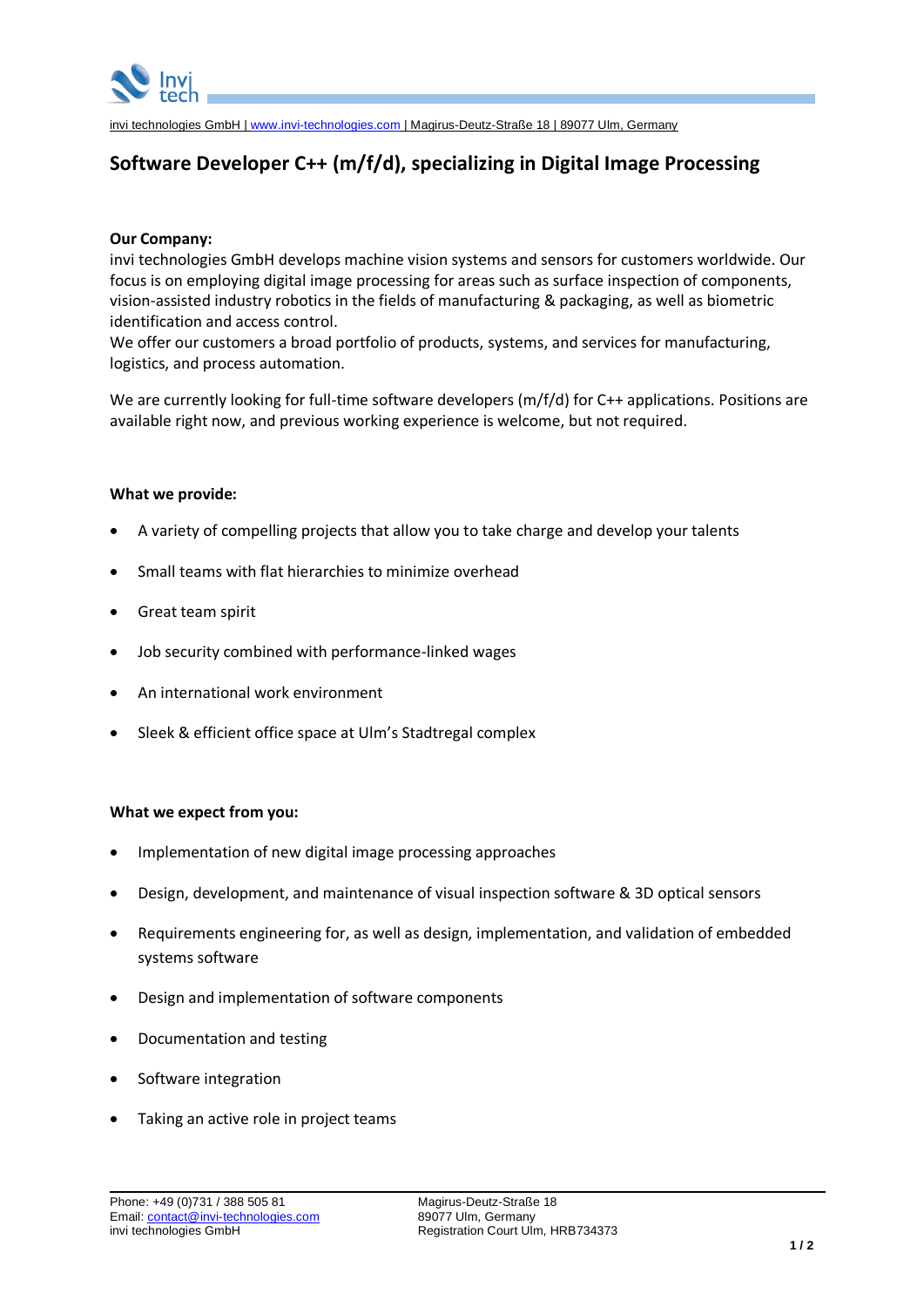invi technologies GmbH | www.invi-technologies.com | Magirus-Deutz-Straße 18 | 89077 Ulm, Germany

# Software Developer C++ (m/f/d), specializing in Digital Image Processing

**Our Company:**
invi technologies GmbH develops machine vision systems and sensors for customers worldwide. Our focus is on employing digital image processing for areas such as surface inspection of components, vision-assisted industry robotics in the fields of manufacturing & packaging, as well as biometric identification and access control.
We offer our customers a broad portfolio of products, systems, and services for manufacturing, logistics, and process automation.

We are currently looking for full-time software developers (m/f/d) for C++ applications. Positions are available right now, and previous working experience is welcome, but not required.

**What we provide:**

- A variety of compelling projects that allow you to take charge and develop your talents
- Small teams with flat hierarchies to minimize overhead
- Great team spirit
- Job security combined with performance-linked wages
- An international work environment
- Sleek & efficient office space at Ulm's Stadtregal complex

**What we expect from you:**

- Implementation of new digital image processing approaches
- Design, development, and maintenance of visual inspection software & 3D optical sensors
- Requirements engineering for, as well as design, implementation, and validation of embedded systems software
- Design and implementation of software components
- Documentation and testing
- Software integration
- Taking an active role in project teams

Phone: +49 (0)731 / 388 505 81
Email: contact@invi-technologies.com
invi technologies GmbH

Magirus-Deutz-Straße 18
89077 Ulm, Germany
Registration Court Ulm, HRB734373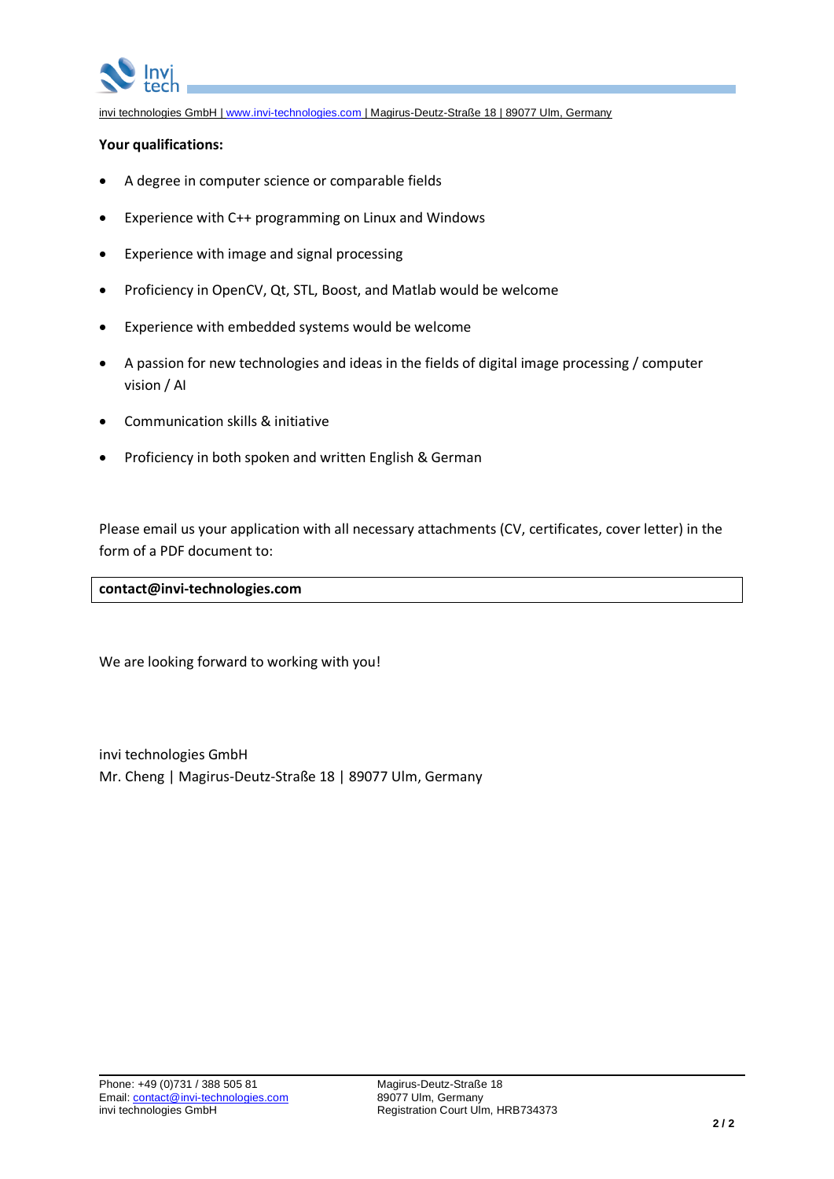**Your qualifications:**

- A degree in computer science or comparable fields
- Experience with C++ programming on Linux and Windows
- Experience with image and signal processing
- Proficiency in OpenCV, Qt, STL, Boost, and Matlab would be welcome
- Experience with embedded systems would be welcome
- A passion for new technologies and ideas in the fields of digital image processing / computer vision / AI
- Communication skills & initiative
- Proficiency in both spoken and written English & German

Please email us your application with all necessary attachments (CV, certificates, cover letter) in the form of a PDF document to:

**contact@invi-technologies.com**

We are looking forward to working with you!

invi technologies GmbH
Mr. Cheng | Magirus-Deutz-Straße 18 | 89077 Ulm, Germany